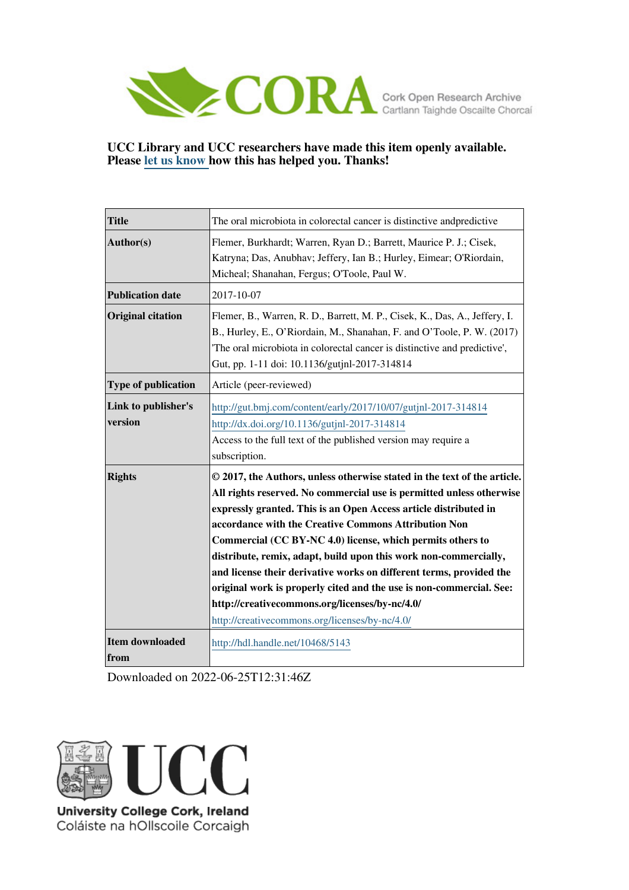CORA Cork Open Research Archive
Cartlann Taighde Oscailte Chorcaí

**UCC Library and UCC researchers have made this item openly available. Please let us know how this has helped you. Thanks!**

| | |
|---|---|
| **Title** | The oral microbiota in colorectal cancer is distinctive andpredictive |
| **Author(s)** | Flemer, Burkhardt; Warren, Ryan D.; Barrett, Maurice P. J.; Cisek, Katryna; Das, Anubhav; Jeffery, Ian B.; Hurley, Eimear; O'Riordain, Micheal; Shanahan, Fergus; O'Toole, Paul W. |
| **Publication date** | 2017-10-07 |
| **Original citation** | Flemer, B., Warren, R. D., Barrett, M. P., Cisek, K., Das, A., Jeffery, I. B., Hurley, E., O'Riordain, M., Shanahan, F. and O'Toole, P. W. (2017) 'The oral microbiota in colorectal cancer is distinctive and predictive', Gut, pp. 1-11 doi: 10.1136/gutjnl-2017-314814 |
| **Type of publication** | Article (peer-reviewed) |
| **Link to publisher's version** | http://gut.bmj.com/content/early/2017/10/07/gutjnl-2017-314814 http://dx.doi.org/10.1136/gutjnl-2017-314814 Access to the full text of the published version may require a subscription. |
| **Rights** | **© 2017, the Authors, unless otherwise stated in the text of the article. All rights reserved. No commercial use is permitted unless otherwise expressly granted. This is an Open Access article distributed in accordance with the Creative Commons Attribution Non Commercial (CC BY-NC 4.0) license, which permits others to distribute, remix, adapt, build upon this work non-commercially, and license their derivative works on different terms, provided the original work is properly cited and the use is non-commercial. See: http://creativecommons.org/licenses/by-nc/4.0/** http://creativecommons.org/licenses/by-nc/4.0/ |
| **Item downloaded from** | http://hdl.handle.net/10468/5143 |

Downloaded on 2022-06-25T12:31:46Z

UCC
University College Cork, Ireland
Coláiste na hOllscoile Corcaigh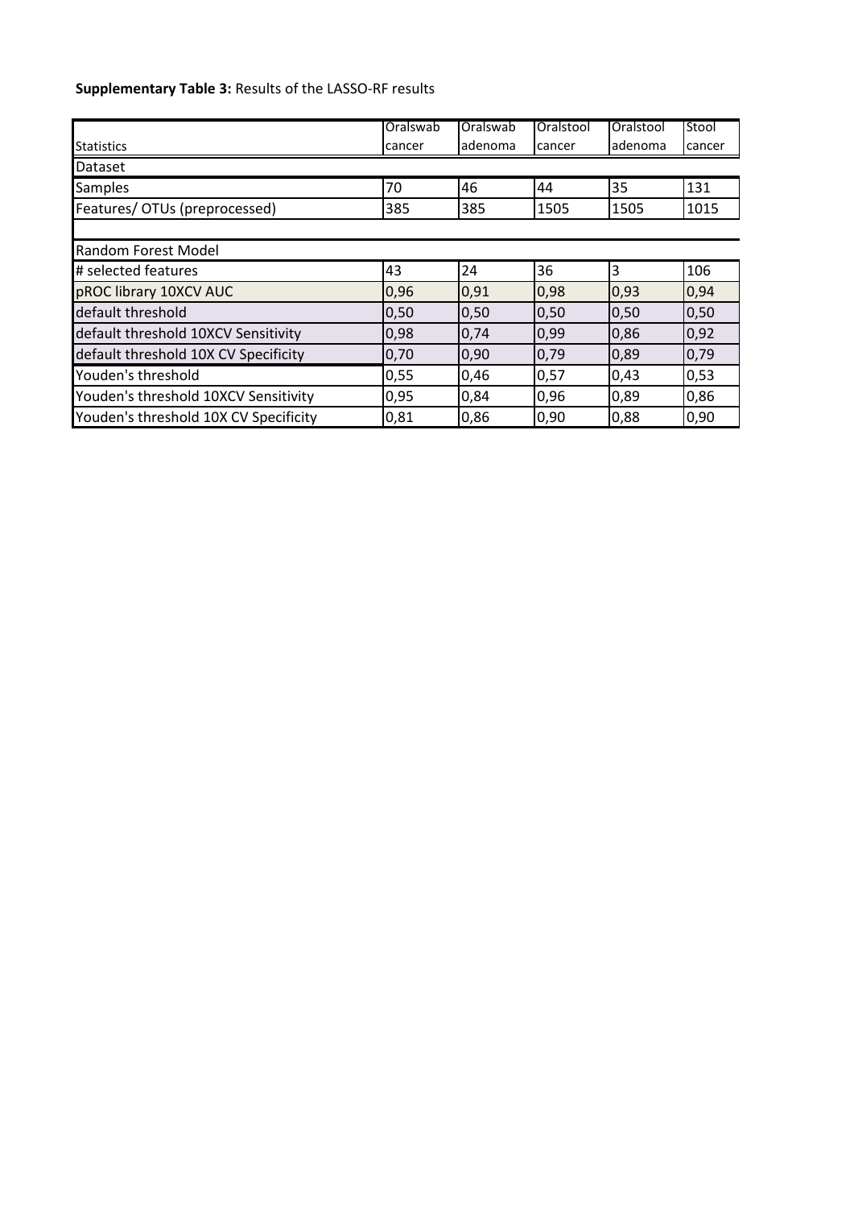**Supplementary Table 3:** Results of the LASSO-RF results

| Statistics | Oralswab cancer | Oralswab adenoma | Oralstool cancer | Oralstool adenoma | Stool cancer |
|---|---|---|---|---|---|
| Dataset | | | | | |
| Samples | 70 | 46 | 44 | 35 | 131 |
| Features/ OTUs (preprocessed) | 385 | 385 | 1505 | 1505 | 1015 |
| | | | | | |
| Random Forest Model | | | | | |
| # selected features | 43 | 24 | 36 | 3 | 106 |
| pROC library 10XCV AUC | 0,96 | 0,91 | 0,98 | 0,93 | 0,94 |
| default threshold | 0,50 | 0,50 | 0,50 | 0,50 | 0,50 |
| default threshold 10XCV Sensitivity | 0,98 | 0,74 | 0,99 | 0,86 | 0,92 |
| default threshold 10X CV Specificity | 0,70 | 0,90 | 0,79 | 0,89 | 0,79 |
| Youden's threshold | 0,55 | 0,46 | 0,57 | 0,43 | 0,53 |
| Youden's threshold 10XCV Sensitivity | 0,95 | 0,84 | 0,96 | 0,89 | 0,86 |
| Youden's threshold 10X CV Specificity | 0,81 | 0,86 | 0,90 | 0,88 | 0,90 |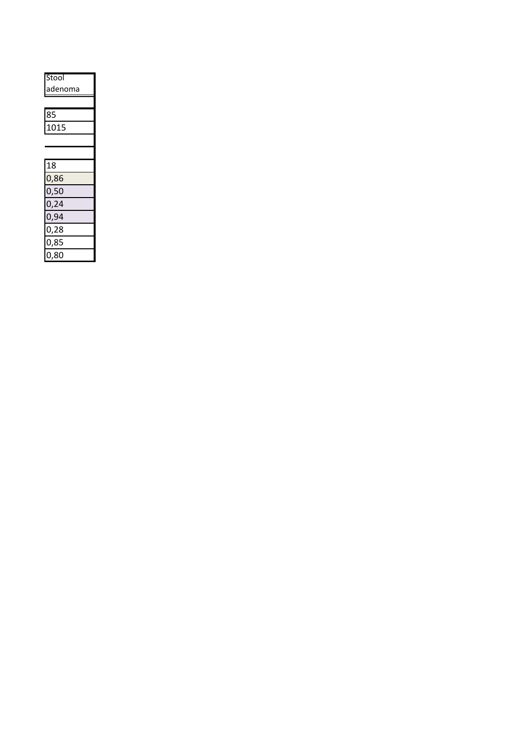| Stool adenoma |
| --- |
| |
| 85 |
| 1015 |
| |
| |
| 18 |
| 0,86 |
| 0,50 |
| 0,24 |
| 0,94 |
| 0,28 |
| 0,85 |
| 0,80 |